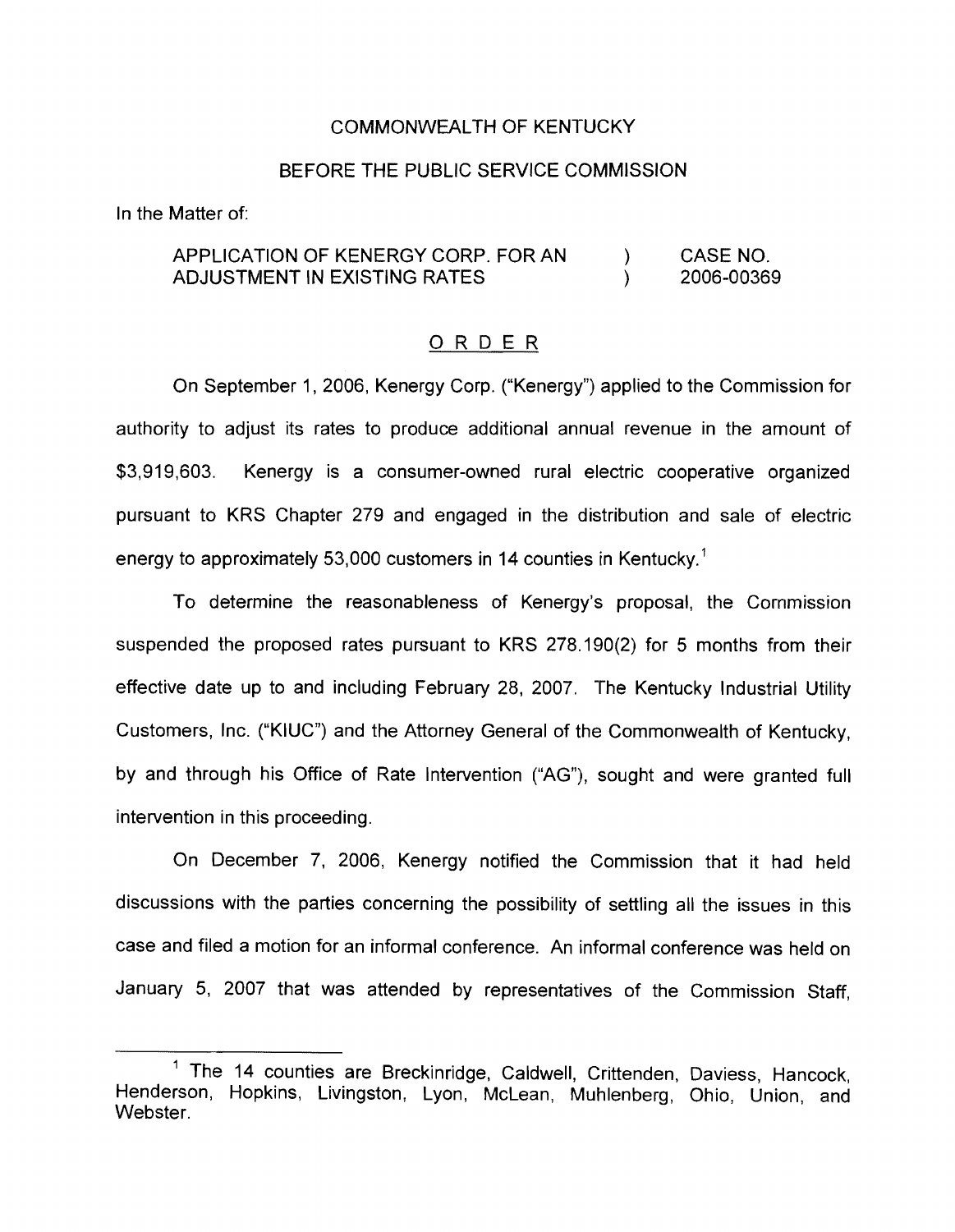COMMONWEALTH OF KENTUCKY

BEFORE THE PUBLIC SERVICE COMMISSION

In the Matter of:

| APPLICATION OF KENERGY CORP. FOR AN ADJUSTMENT IN EXISTING RATES | ) ) | CASE NO. 2006-00369 |
|---|---|---|

## ORDER

On September 1, 2006, Kenergy Corp. ("Kenergy") applied to the Commission for authority to adjust its rates to produce additional annual revenue in the amount of $3,919,603. Kenergy is a consumer-owned rural electric cooperative organized pursuant to KRS Chapter 279 and engaged in the distribution and sale of electric energy to approximately 53,000 customers in 14 counties in Kentucky.[1]

To determine the reasonableness of Kenergy's proposal, the Commission suspended the proposed rates pursuant to KRS 278.190(2) for 5 months from their effective date up to and including February 28, 2007. The Kentucky Industrial Utility Customers, Inc. ("KIUC") and the Attorney General of the Commonwealth of Kentucky, by and through his Office of Rate Intervention ("AG"), sought and were granted full intervention in this proceeding.

On December 7, 2006, Kenergy notified the Commission that it had held discussions with the parties concerning the possibility of settling all the issues in this case and filed a motion for an informal conference. An informal conference was held on January 5, 2007 that was attended by representatives of the Commission Staff,

[1] The 14 counties are Breckinridge, Caldwell, Crittenden, Daviess, Hancock, Henderson, Hopkins, Livingston, Lyon, McLean, Muhlenberg, Ohio, Union, and Webster.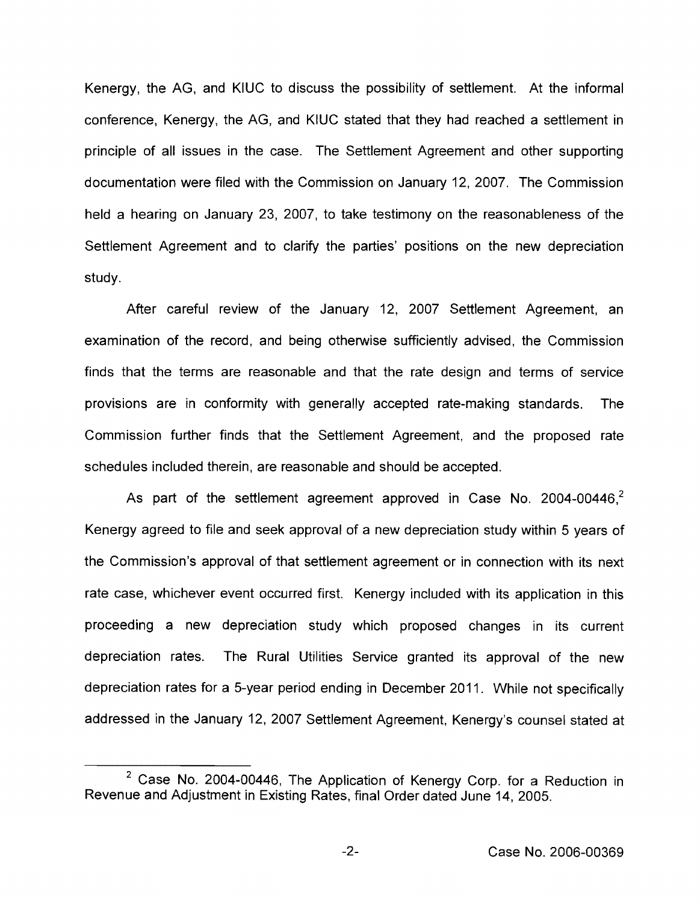Kenergy, the AG, and KIUC to discuss the possibility of settlement. At the informal conference, Kenergy, the AG, and KIUC stated that they had reached a settlement in principle of all issues in the case. The Settlement Agreement and other supporting documentation were filed with the Commission on January 12, 2007. The Commission held a hearing on January 23, 2007, to take testimony on the reasonableness of the Settlement Agreement and to clarify the parties' positions on the new depreciation study.

After careful review of the January 12, 2007 Settlement Agreement, an examination of the record, and being otherwise sufficiently advised, the Commission finds that the terms are reasonable and that the rate design and terms of service provisions are in conformity with generally accepted rate-making standards. The Commission further finds that the Settlement Agreement, and the proposed rate schedules included therein, are reasonable and should be accepted.

As part of the settlement agreement approved in Case No. 2004-00446,[2] Kenergy agreed to file and seek approval of a new depreciation study within 5 years of the Commission's approval of that settlement agreement or in connection with its next rate case, whichever event occurred first. Kenergy included with its application in this proceeding a new depreciation study which proposed changes in its current depreciation rates. The Rural Utilities Service granted its approval of the new depreciation rates for a 5-year period ending in December 2011. While not specifically addressed in the January 12, 2007 Settlement Agreement, Kenergy's counsel stated at

[2] Case No. 2004-00446, The Application of Kenergy Corp. for a Reduction in Revenue and Adjustment in Existing Rates, final Order dated June 14, 2005.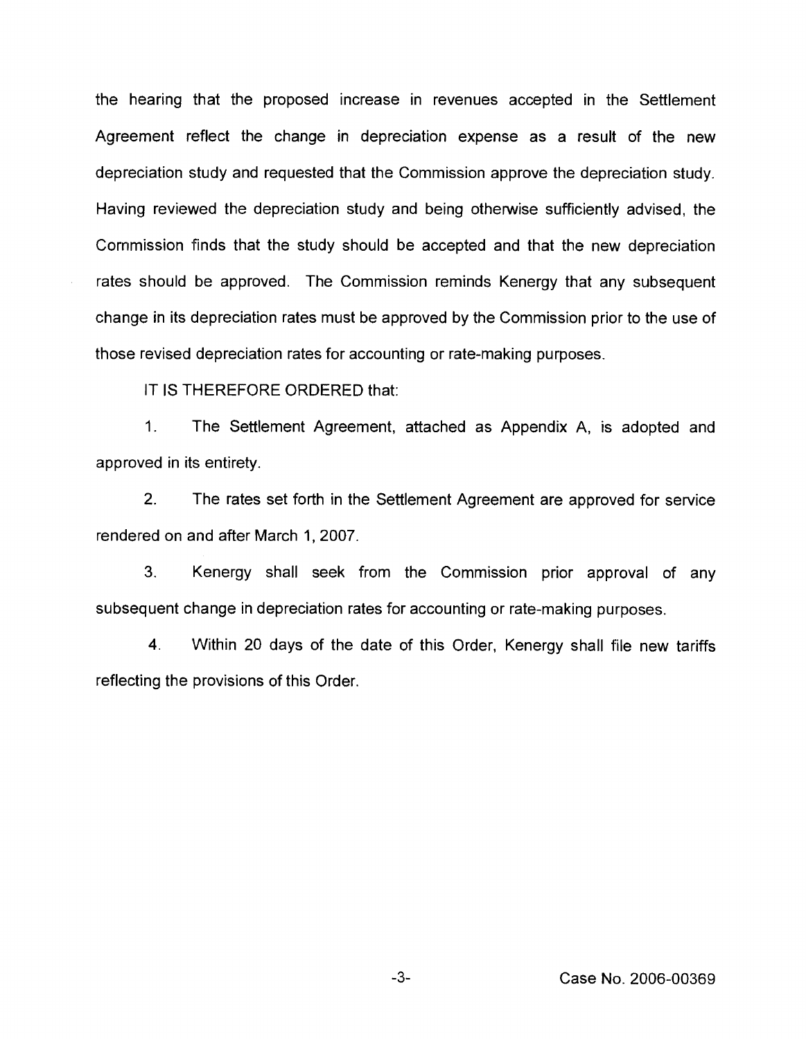the hearing that the proposed increase in revenues accepted in the Settlement Agreement reflect the change in depreciation expense as a result of the new depreciation study and requested that the Commission approve the depreciation study. Having reviewed the depreciation study and being otherwise sufficiently advised, the Commission finds that the study should be accepted and that the new depreciation rates should be approved. The Commission reminds Kenergy that any subsequent change in its depreciation rates must be approved by the Commission prior to the use of those revised depreciation rates for accounting or rate-making purposes.

IT IS THEREFORE ORDERED that:

1. The Settlement Agreement, attached as Appendix A, is adopted and approved in its entirety.

2. The rates set forth in the Settlement Agreement are approved for service rendered on and after March 1, 2007.

3. Kenergy shall seek from the Commission prior approval of any subsequent change in depreciation rates for accounting or rate-making purposes.

4. Within 20 days of the date of this Order, Kenergy shall file new tariffs reflecting the provisions of this Order.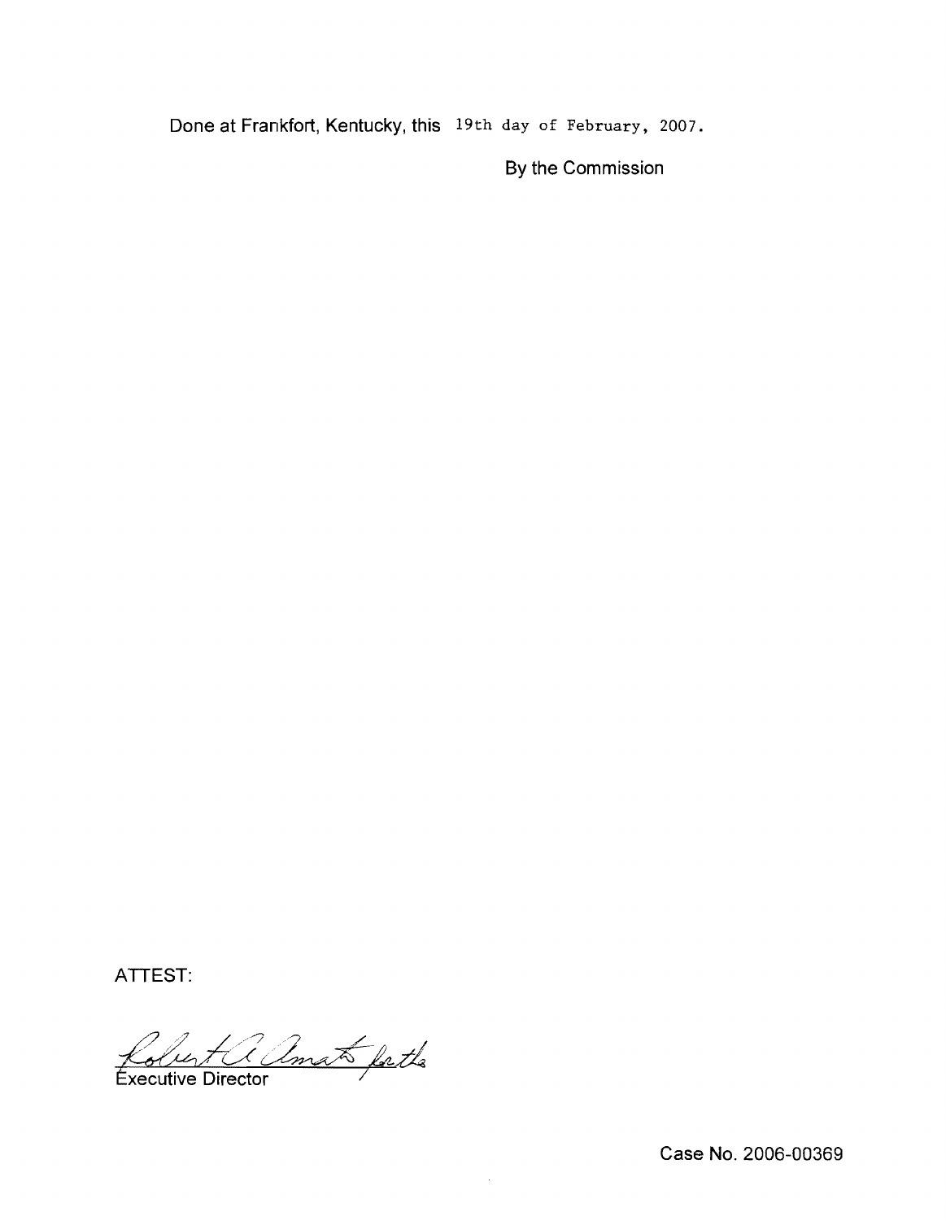Done at Frankfort, Kentucky, this 19th day of February, 2007.

By the Commission

ATTEST:

Robert A. Amato for the

Executive Director

Case No. 2006-00369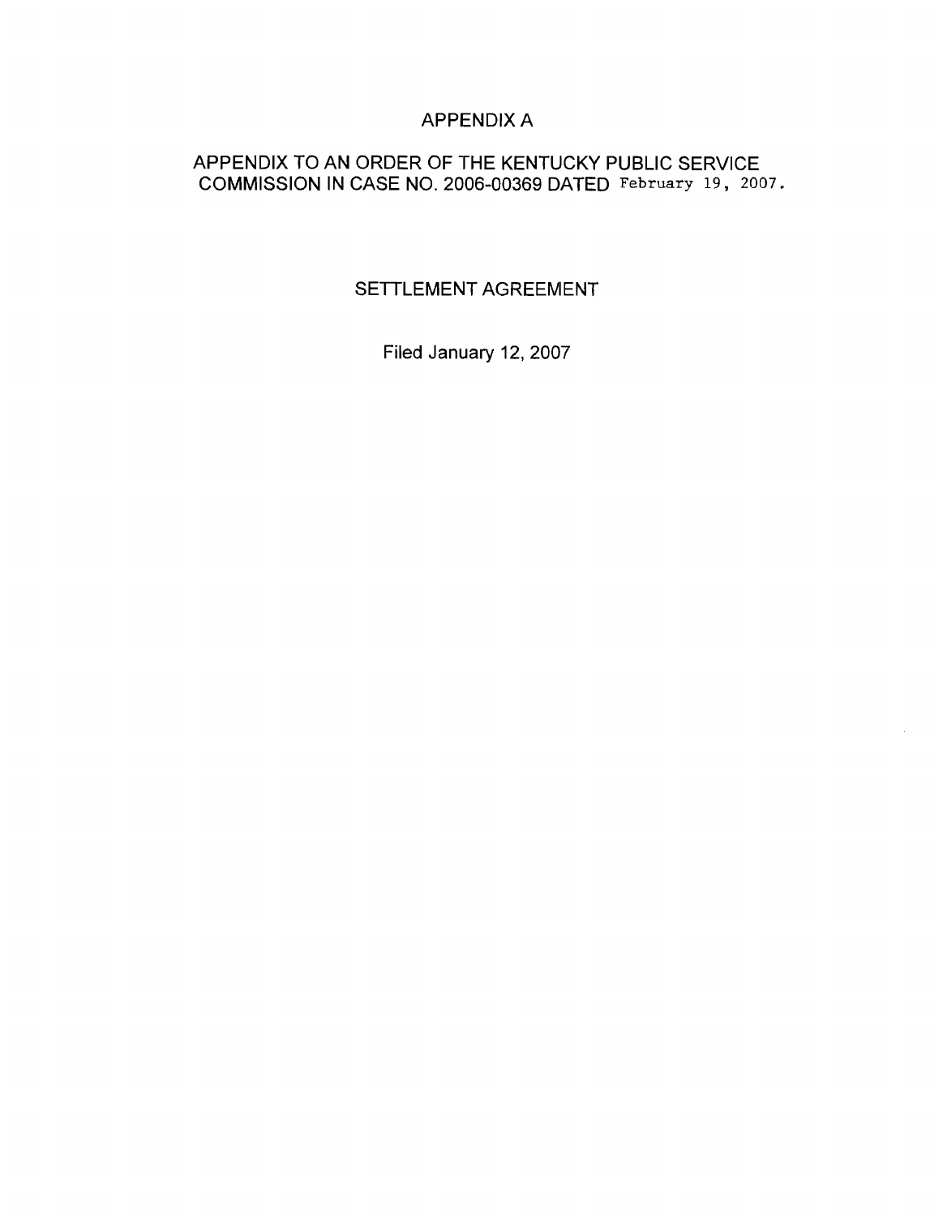# APPENDIX A

## APPENDIX TO AN ORDER OF THE KENTUCKY PUBLIC SERVICE COMMISSION IN CASE NO. 2006-00369 DATED February 19, 2007.

## SETTLEMENT AGREEMENT

Filed January 12, 2007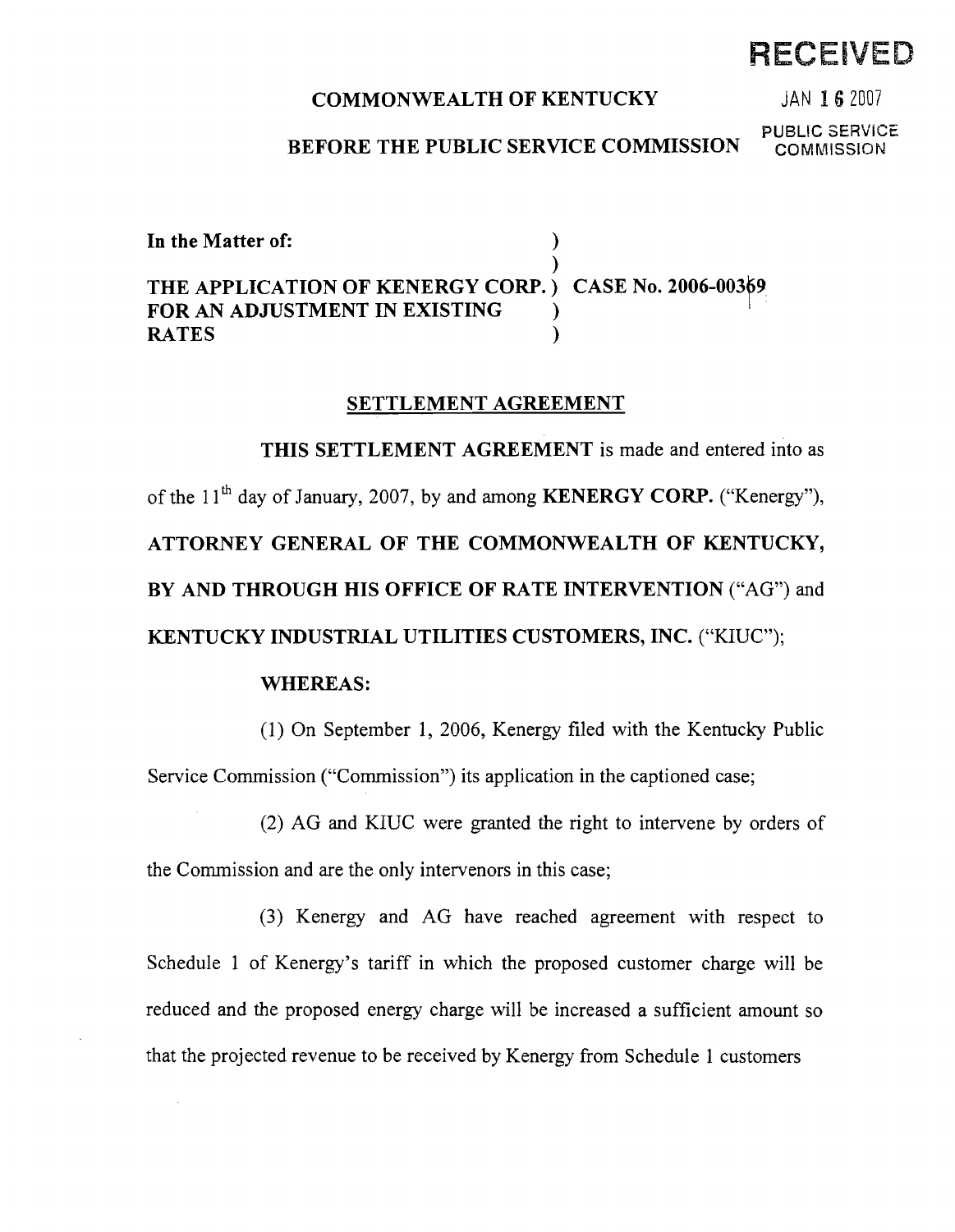RECEIVED

JAN 16 2007

PUBLIC SERVICE COMMISSION

**COMMONWEALTH OF KENTUCKY**

**BEFORE THE PUBLIC SERVICE COMMISSION**

**In the Matter of:**

**THE APPLICATION OF KENERGY CORP. FOR AN ADJUSTMENT IN EXISTING RATES** ) **CASE No. 2006-00369**

## SETTLEMENT AGREEMENT

**THIS SETTLEMENT AGREEMENT** is made and entered into as of the 11th day of January, 2007, by and among **KENERGY CORP.** ("Kenergy"), **ATTORNEY GENERAL OF THE COMMONWEALTH OF KENTUCKY, BY AND THROUGH HIS OFFICE OF RATE INTERVENTION** ("AG") and **KENTUCKY INDUSTRIAL UTILITIES CUSTOMERS, INC.** ("KIUC");

**WHEREAS:**

(1) On September 1, 2006, Kenergy filed with the Kentucky Public Service Commission ("Commission") its application in the captioned case;

(2) AG and KIUC were granted the right to intervene by orders of the Commission and are the only intervenors in this case;

(3) Kenergy and AG have reached agreement with respect to Schedule 1 of Kenergy's tariff in which the proposed customer charge will be reduced and the proposed energy charge will be increased a sufficient amount so that the projected revenue to be received by Kenergy from Schedule 1 customers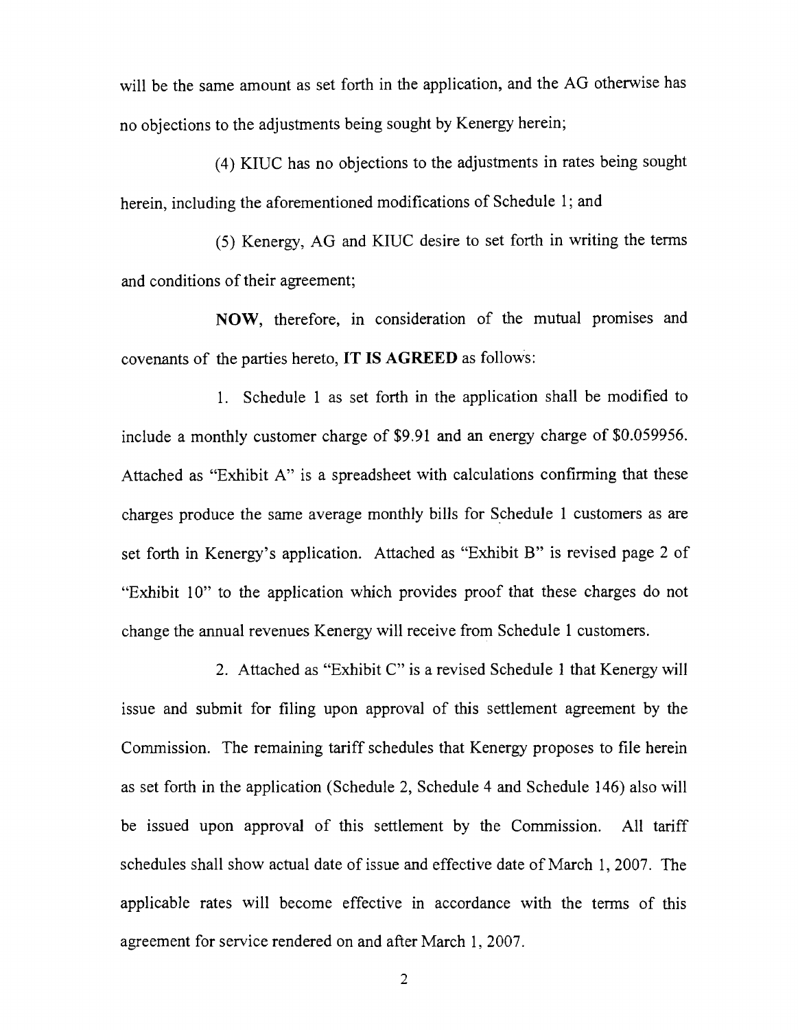will be the same amount as set forth in the application, and the AG otherwise has no objections to the adjustments being sought by Kenergy herein;

(4) KIUC has no objections to the adjustments in rates being sought herein, including the aforementioned modifications of Schedule 1; and

(5) Kenergy, AG and KIUC desire to set forth in writing the terms and conditions of their agreement;

**NOW**, therefore, in consideration of the mutual promises and covenants of the parties hereto, **IT IS AGREED** as follows:

1. Schedule 1 as set forth in the application shall be modified to include a monthly customer charge of $9.91 and an energy charge of $0.059956. Attached as "Exhibit A" is a spreadsheet with calculations confirming that these charges produce the same average monthly bills for Schedule 1 customers as are set forth in Kenergy's application. Attached as "Exhibit B" is revised page 2 of "Exhibit 10" to the application which provides proof that these charges do not change the annual revenues Kenergy will receive from Schedule 1 customers.

2. Attached as "Exhibit C" is a revised Schedule 1 that Kenergy will issue and submit for filing upon approval of this settlement agreement by the Commission. The remaining tariff schedules that Kenergy proposes to file herein as set forth in the application (Schedule 2, Schedule 4 and Schedule 146) also will be issued upon approval of this settlement by the Commission. All tariff schedules shall show actual date of issue and effective date of March 1, 2007. The applicable rates will become effective in accordance with the terms of this agreement for service rendered on and after March 1, 2007.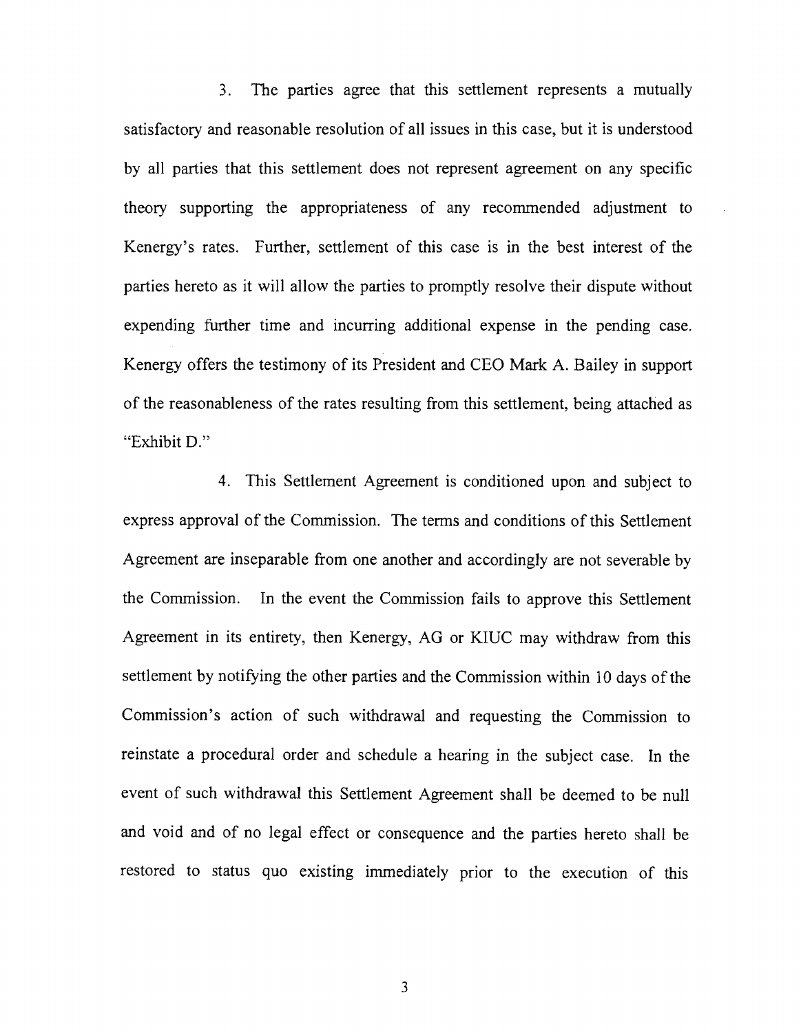3. The parties agree that this settlement represents a mutually satisfactory and reasonable resolution of all issues in this case, but it is understood by all parties that this settlement does not represent agreement on any specific theory supporting the appropriateness of any recommended adjustment to Kenergy's rates. Further, settlement of this case is in the best interest of the parties hereto as it will allow the parties to promptly resolve their dispute without expending further time and incurring additional expense in the pending case. Kenergy offers the testimony of its President and CEO Mark A. Bailey in support of the reasonableness of the rates resulting from this settlement, being attached as "Exhibit D."

4. This Settlement Agreement is conditioned upon and subject to express approval of the Commission. The terms and conditions of this Settlement Agreement are inseparable from one another and accordingly are not severable by the Commission. In the event the Commission fails to approve this Settlement Agreement in its entirety, then Kenergy, AG or KIUC may withdraw from this settlement by notifying the other parties and the Commission within 10 days of the Commission's action of such withdrawal and requesting the Commission to reinstate a procedural order and schedule a hearing in the subject case. In the event of such withdrawal this Settlement Agreement shall be deemed to be null and void and of no legal effect or consequence and the parties hereto shall be restored to status quo existing immediately prior to the execution of this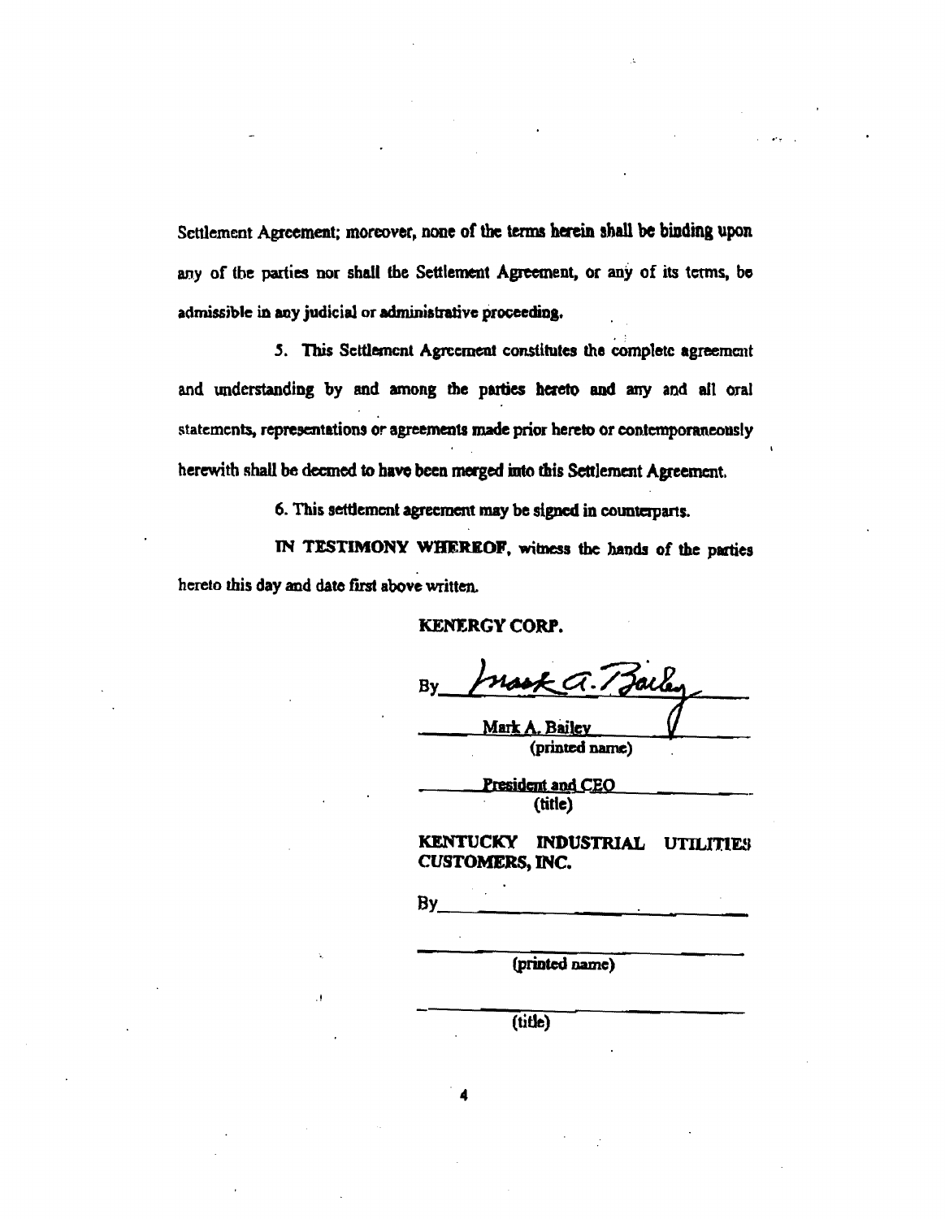Settlement Agreement; moreover, none of the terms herein shall be binding upon any of the parties nor shall the Settlement Agreement, or any of its terms, be admissible in any judicial or administrative proceeding.

5. This Settlement Agreement constitutes the complete agreement and understanding by and among the parties hereto and any and all oral statements, representations or agreements made prior hereto or contemporaneously herewith shall be deemed to have been merged into this Settlement Agreement.

6. This settlement agreement may be signed in counterparts.

**IN TESTIMONY WHEREOF**, witness the hands of the parties hereto this day and date first above written.

**KENERGY CORP.**

By *Mark A. Bailey*

Mark A. Bailey
(printed name)

President and CEO
(title)

**KENTUCKY INDUSTRIAL UTILITIES CUSTOMERS, INC.**

By_______________________________

_______________________________
(printed name)

_______________________________
(title)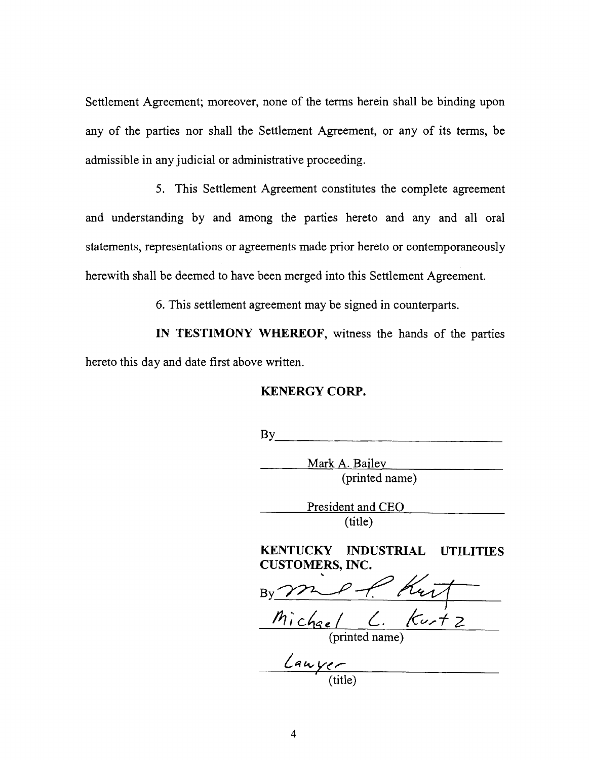Settlement Agreement; moreover, none of the terms herein shall be binding upon any of the parties nor shall the Settlement Agreement, or any of its terms, be admissible in any judicial or administrative proceeding.

5. This Settlement Agreement constitutes the complete agreement and understanding by and among the parties hereto and any and all oral statements, representations or agreements made prior hereto or contemporaneously herewith shall be deemed to have been merged into this Settlement Agreement.

6. This settlement agreement may be signed in counterparts.

**IN TESTIMONY WHEREOF**, witness the hands of the parties hereto this day and date first above written.

**KENERGY CORP.**

By_______________________________

Mark A. Bailey
(printed name)

President and CEO
(title)

**KENTUCKY INDUSTRIAL UTILITIES CUSTOMERS, INC.**

By [signature]

Michael L. Kurtz
(printed name)

Lawyer
(title)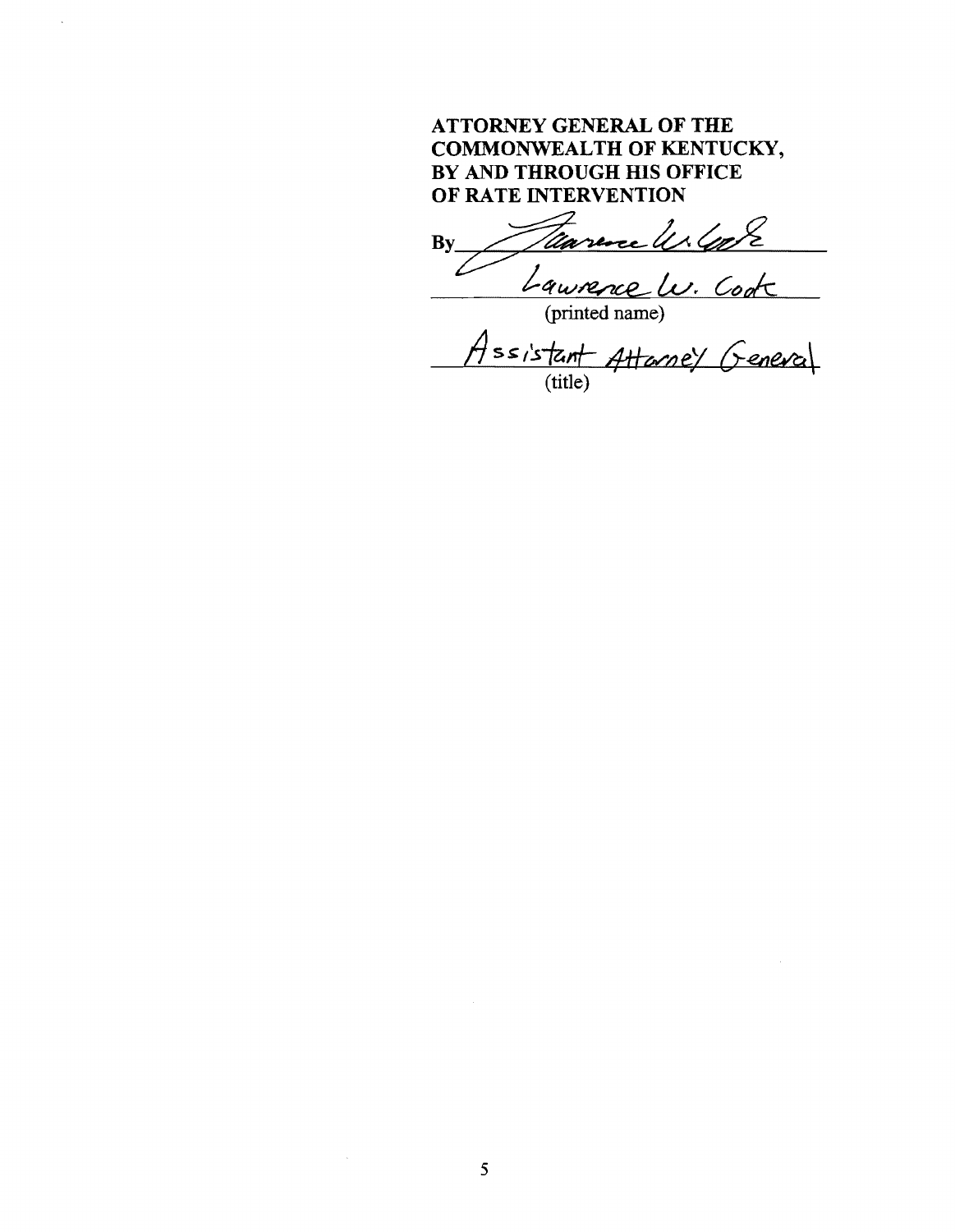**ATTORNEY GENERAL OF THE COMMONWEALTH OF KENTUCKY, BY AND THROUGH HIS OFFICE OF RATE INTERVENTION**

By ______________________

Lawrence W. Cook
(printed name)

Assistant Attorney General
(title)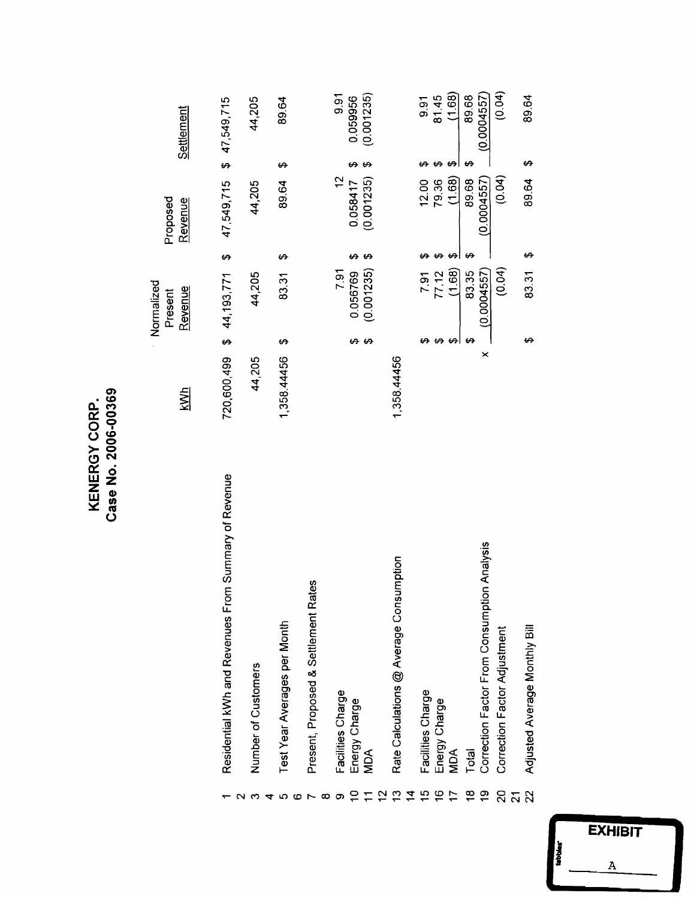# KENERGY CORP.
## Case No. 2006-00369

| | | kWh | Normalized Present Revenue | Proposed Revenue | Settlement |
|---|---|---|---|---|---|
| 1 | Residential kWh and Revenues From Summary of Revenue | 720,600,499 | $ 44,193,771 | $ 47,549,715 | $ 47,549,715 |
| 2 | | | | | |
| 3 | Number of Customers | 44,205 | 44,205 | 44,205 | 44,205 |
| 4 | | | | | |
| 5 | Test Year Averages per Month | 1,358.44456 | $ 83.31 | $ 89.64 | $ 89.64 |
| 6 | | | | | |
| 7 | Present, Proposed & Settlement Rates | | | | |
| 8 | | | | | |
| 9 | Facilities Charge | | 7.91 | 12 | 9.91 |
| 10 | Energy Charge | | $ 0.056769 | $ 0.058417 | $ 0.059956 |
| 11 | MDA | | $ (0.001235) | $ (0.001235) | $ (0.001235) |
| 12 | | | | | |
| 13 | Rate Calculations @ Average Consumption | 1,358.44456 | | | |
| 14 | | | | | |
| 15 | Facilities Charge | | $ 7.91 | $ 12.00 | $ 9.91 |
| 16 | Energy Charge | | $ 77.12 | $ 79.36 | $ 81.45 |
| 17 | MDA | | $ (1.68) | $ (1.68) | $ (1.68) |
| 18 | Total | | $ 83.35 | $ 89.68 | $ 89.68 |
| 19 | Correction Factor From Consumption Analysis | x | (0.0004557) | (0.0004557) | (0.0004557) |
| 20 | Correction Factor Adjustment | | (0.04) | (0.04) | (0.04) |
| 21 | | | | | |
| 22 | Adjusted Average Monthly Bill | | $ 83.31 | $ 89.64 | $ 89.64 |

EXHIBIT A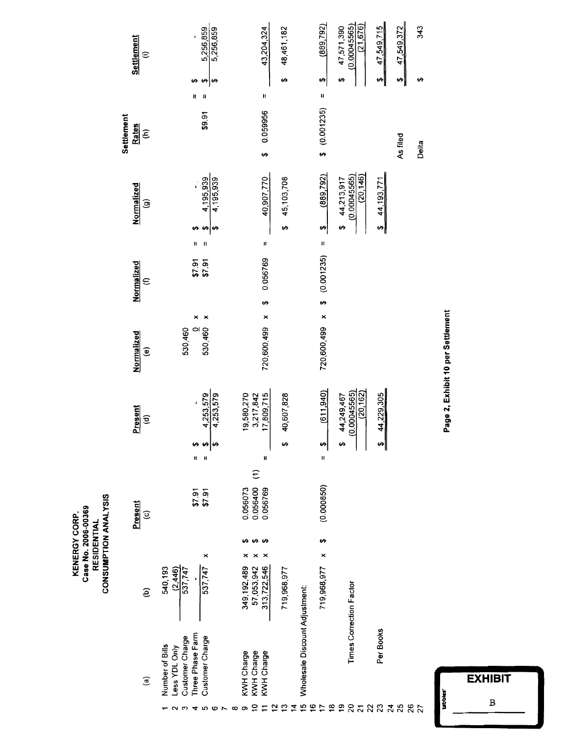# KENERGY CORP.
## Case No. 2006-00369
## RESIDENTIAL
## CONSUMPTION ANALYSIS

| Line | (a) | (b) | | Present (c) | | Present (d) | Normalized (e) | | Normalized (f) | | Normalized (g) | Settlement Rates (h) | | Settlement (i) |
|---|---|---|---|---|---|---|---|---|---|---|---|---|---|---|
| 1 | Number of Bills | 540,193 | | | | | | | | | | | | |
| 2 | Less YDL Only | (2,446) | | | | | | | | | | | | |
| 3 | Customer Charge | 537,747 | | | | | 530,460 | | | | | | | |
| 4 | Three Phase Farm | - | | $7.91 | = | $ - | 0 | x | $7.91 | = | $ - | | = | $ - |
| 5 | Customer Charge | 537,747 | x | $7.91 | = | $ 4,253,579 | 530,460 | x | $7.91 | = | $ 4,195,939 | $9.91 | = | $ 5,256,859 |
| 6 | | | | | | $ 4,253,579 | | | | | $ 4,195,939 | | | $ 5,256,859 |
| 7 | | | | | | | | | | | | | | |
| 8 | | | | | | | | | | | | | | |
| 9 | KWH Charge | 349,192,489 | x | $ 0.056073 | | 19,580,270 | | | | | | | | |
| 10 | KWH Charge | 57,053,942 | x | $ 0.056400 (1) | | 3,217,842 | | | | | | | | |
| 11 | KWH Charge | 313,722,546 | x | $ 0.056769 | = | 17,809,715 | 720,600,499 | x | $ 0.056769 | = | 40,907,770 | $ 0.059956 | = | 43,204,324 |
| 12 | | | | | | | | | | | | | | |
| 13 | | 719,968,977 | | | | $ 40,607,828 | | | | | $ 45,103,708 | | | $ 48,461,182 |
| 14 | | | | | | | | | | | | | | |
| 15 | Wholesale Discount Adjustment: | | | | | | | | | | | | | |
| 16 | | | | | | | | | | | | | | |
| 17 | | 719,968,977 | x | $ (0.000850) | = | $ (611,940) | 720,600,499 | x | $ (0.001235) | = | $ (889,792) | $ (0.001235) | = | $ (889,792) |
| 18 | | | | | | | | | | | | | | |
| 19 | | | | | | $ 44,249,467 | | | | | $ 44,213,917 | | | $ 47,571,390 |
| 20 | Times Correction Factor | | | | | (0.00045565) | | | | | (0.00045565) | | | (0.00045565) |
| 21 | | | | | | (20,162) | | | | | (20,146) | | | (21,676) |
| 22 | | | | | | | | | | | | | | |
| 23 | Per Books | | | | | $ 44,229,305 | | | | | $ 44,193,771 | | | $ 47,549,715 |
| 24 | | | | | | | | | | | | | | |
| 25 | | | | | | | | | | | | As filed | | $ 47,549,372 |
| 26 | | | | | | | | | | | | | | |
| 27 | | | | | | | | | | | | Delta | | $ 343 |

Page 2, Exhibit 10 per Settlement

EXHIBIT B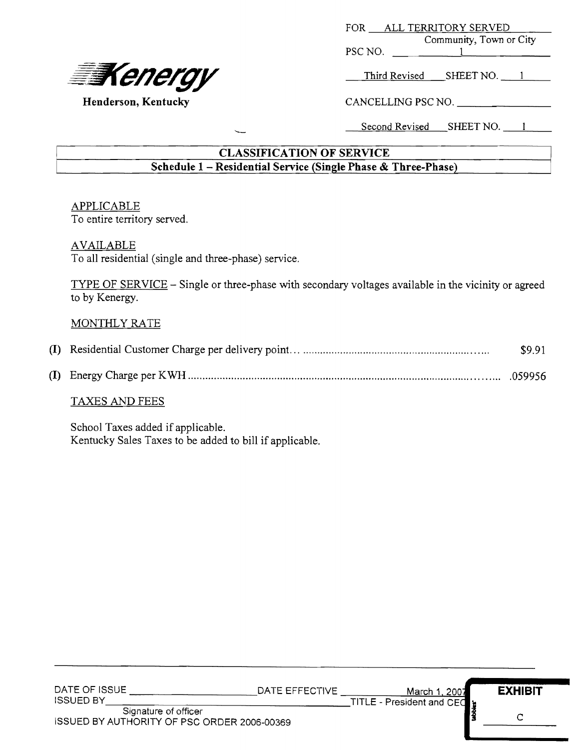**Kenergy**

**Henderson, Kentucky**

FOR ALL TERRITORY SERVED
Community, Town or City
PSC NO. 1

Third Revised SHEET NO. 1

CANCELLING PSC NO.

Second Revised SHEET NO. 1

## CLASSIFICATION OF SERVICE

### Schedule 1 – Residential Service (Single Phase & Three-Phase)

APPLICABLE
To entire territory served.

AVAILABLE
To all residential (single and three-phase) service.

TYPE OF SERVICE – Single or three-phase with secondary voltages available in the vicinity or agreed to by Kenergy.

MONTHLY RATE

(I) Residential Customer Charge per delivery point... $9.91

(I) Energy Charge per KWH .059956

TAXES AND FEES

School Taxes added if applicable.
Kentucky Sales Taxes to be added to bill if applicable.

DATE OF ISSUE ____________ DATE EFFECTIVE March 1, 2007
ISSUED BY ____________ TITLE - President and CEO
Signature of officer
ISSUED BY AUTHORITY OF PSC ORDER 2006-00369

EXHIBIT C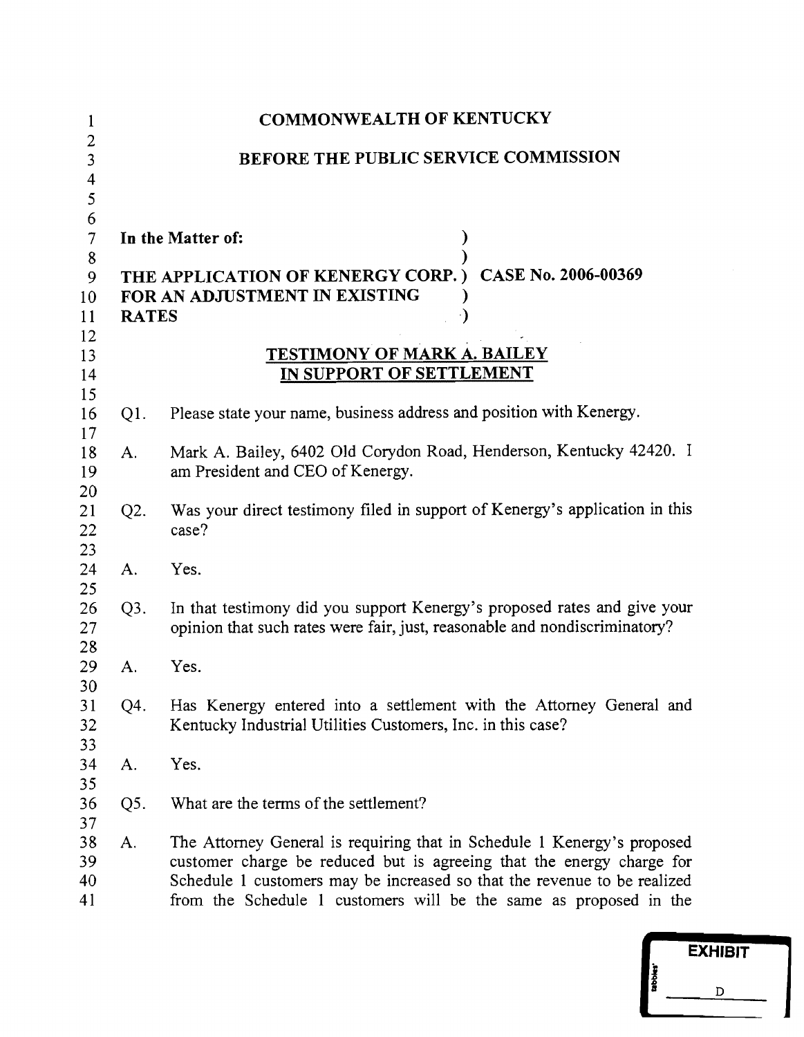# COMMONWEALTH OF KENTUCKY

## BEFORE THE PUBLIC SERVICE COMMISSION

**In the Matter of:** )
)
**THE APPLICATION OF KENERGY CORP.** ) **CASE No. 2006-00369**
**FOR AN ADJUSTMENT IN EXISTING** )
**RATES** )

**TESTIMONY OF MARK A. BAILEY**
**IN SUPPORT OF SETTLEMENT**

Q1. Please state your name, business address and position with Kenergy.

A. Mark A. Bailey, 6402 Old Corydon Road, Henderson, Kentucky 42420. I am President and CEO of Kenergy.

Q2. Was your direct testimony filed in support of Kenergy's application in this case?

A. Yes.

Q3. In that testimony did you support Kenergy's proposed rates and give your opinion that such rates were fair, just, reasonable and nondiscriminatory?

A. Yes.

Q4. Has Kenergy entered into a settlement with the Attorney General and Kentucky Industrial Utilities Customers, Inc. in this case?

A. Yes.

Q5. What are the terms of the settlement?

A. The Attorney General is requiring that in Schedule 1 Kenergy's proposed customer charge be reduced but is agreeing that the energy charge for Schedule 1 customers may be increased so that the revenue to be realized from the Schedule 1 customers will be the same as proposed in the

EXHIBIT D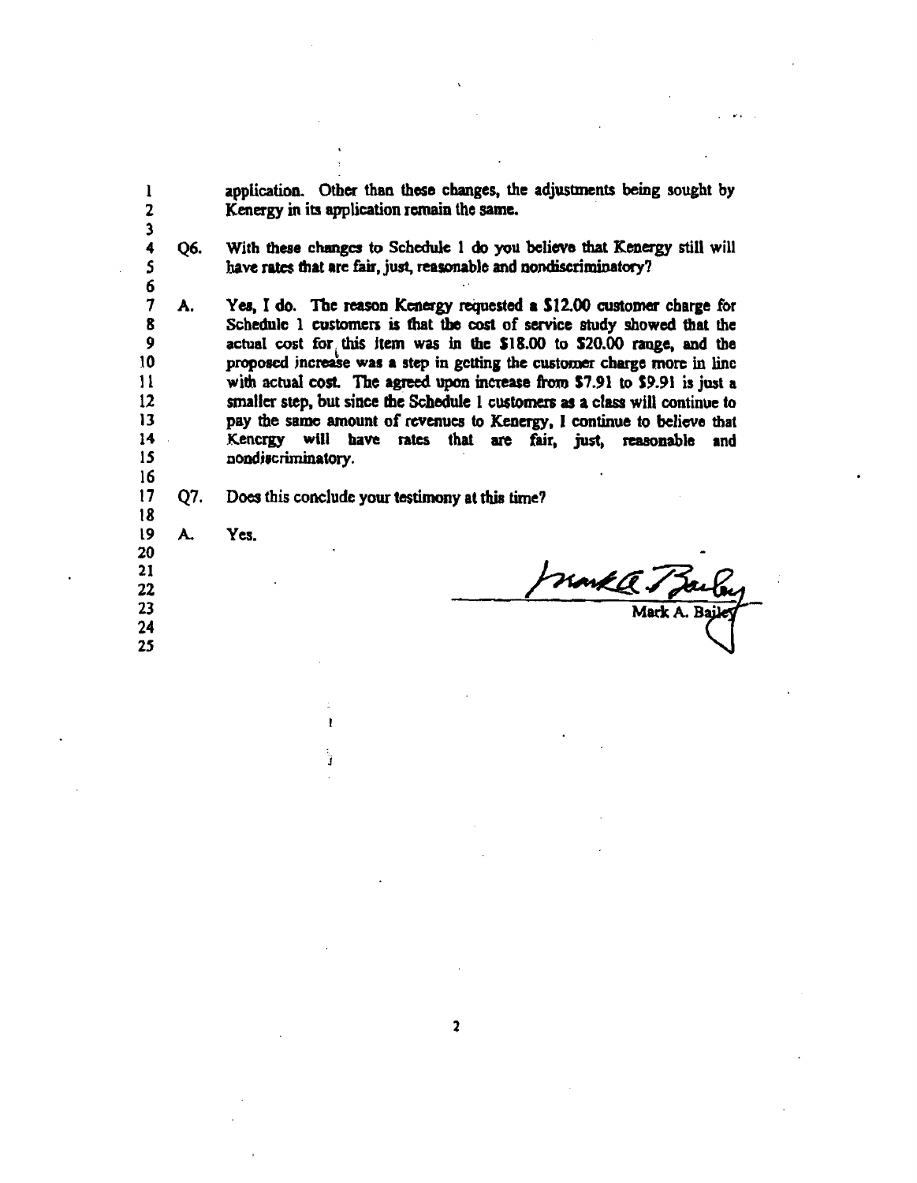application. Other than these changes, the adjustments being sought by Kenergy in its application remain the same.

Q6. With these changes to Schedule 1 do you believe that Kenergy still will have rates that are fair, just, reasonable and nondiscriminatory?

A. Yes, I do. The reason Kenergy requested a $12.00 customer charge for Schedule 1 customers is that the cost of service study showed that the actual cost for this item was in the $18.00 to $20.00 range, and the proposed increase was a step in getting the customer charge more in line with actual cost. The agreed upon increase from $7.91 to $9.91 is just a smaller step, but since the Schedule 1 customers as a class will continue to pay the same amount of revenues to Kenergy, I continue to believe that Kenergy will have rates that are fair, just, reasonable and nondiscriminatory.

Q7. Does this conclude your testimony at this time?

A. Yes.

Mark A. Bailey